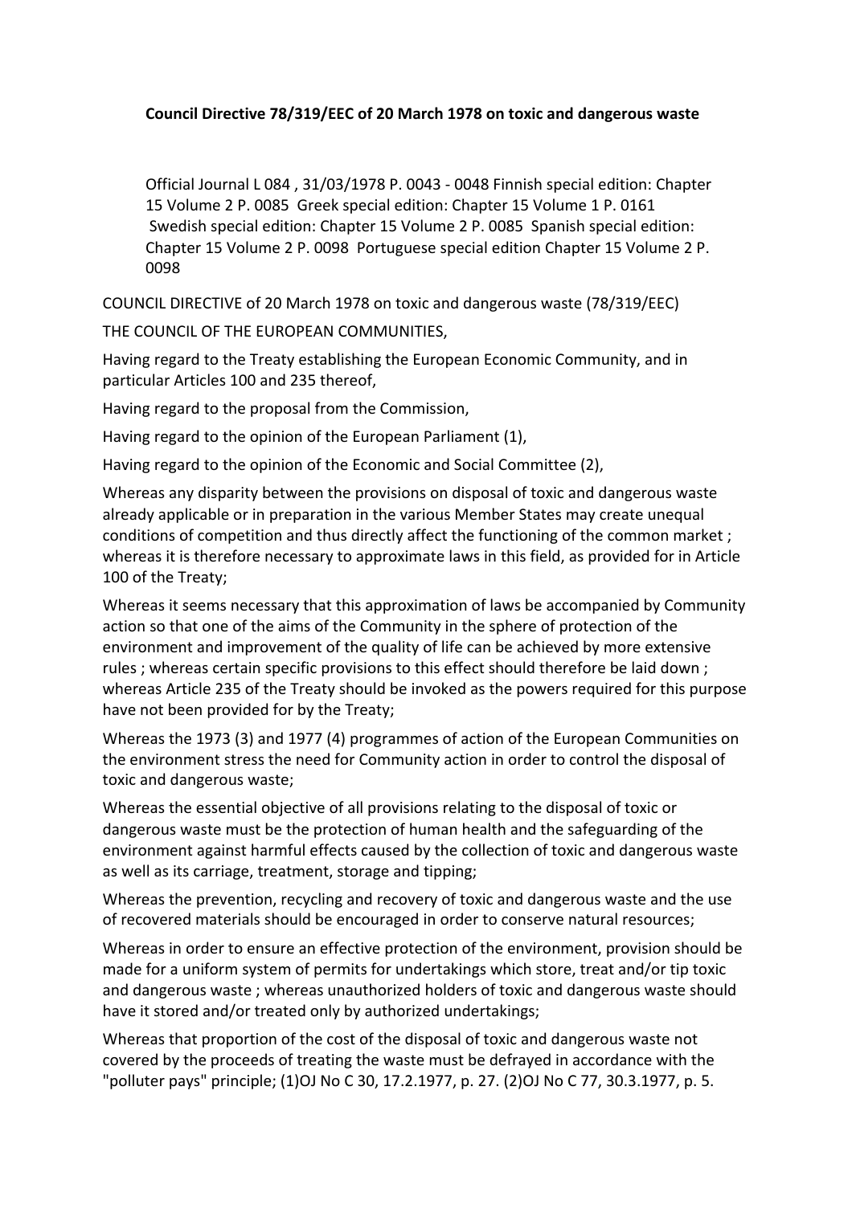**Council Directive 78/319/EEC of 20 March 1978 on toxic and dangerous waste**

Official Journal L 084 , 31/03/1978 P. 0043 - 0048 Finnish special edition: Chapter 15 Volume 2 P. 0085 Greek special edition: Chapter 15 Volume 1 P. 0161 Swedish special edition: Chapter 15 Volume 2 P. 0085 Spanish special edition: Chapter 15 Volume 2 P. 0098 Portuguese special edition Chapter 15 Volume 2 P. 0098

COUNCIL DIRECTIVE of 20 March 1978 on toxic and dangerous waste (78/319/EEC)

THE COUNCIL OF THE EUROPEAN COMMUNITIES,

Having regard to the Treaty establishing the European Economic Community, and in particular Articles 100 and 235 thereof,

Having regard to the proposal from the Commission,

Having regard to the opinion of the European Parliament (1),

Having regard to the opinion of the Economic and Social Committee (2),

Whereas any disparity between the provisions on disposal of toxic and dangerous waste already applicable or in preparation in the various Member States may create unequal conditions of competition and thus directly affect the functioning of the common market ; whereas it is therefore necessary to approximate laws in this field, as provided for in Article 100 of the Treaty;

Whereas it seems necessary that this approximation of laws be accompanied by Community action so that one of the aims of the Community in the sphere of protection of the environment and improvement of the quality of life can be achieved by more extensive rules ; whereas certain specific provisions to this effect should therefore be laid down ; whereas Article 235 of the Treaty should be invoked as the powers required for this purpose have not been provided for by the Treaty;

Whereas the 1973 (3) and 1977 (4) programmes of action of the European Communities on the environment stress the need for Community action in order to control the disposal of toxic and dangerous waste;

Whereas the essential objective of all provisions relating to the disposal of toxic or dangerous waste must be the protection of human health and the safeguarding of the environment against harmful effects caused by the collection of toxic and dangerous waste as well as its carriage, treatment, storage and tipping;

Whereas the prevention, recycling and recovery of toxic and dangerous waste and the use of recovered materials should be encouraged in order to conserve natural resources;

Whereas in order to ensure an effective protection of the environment, provision should be made for a uniform system of permits for undertakings which store, treat and/or tip toxic and dangerous waste ; whereas unauthorized holders of toxic and dangerous waste should have it stored and/or treated only by authorized undertakings;

Whereas that proportion of the cost of the disposal of toxic and dangerous waste not covered by the proceeds of treating the waste must be defrayed in accordance with the "polluter pays" principle; (1)OJ No C 30, 17.2.1977, p. 27. (2)OJ No C 77, 30.3.1977, p. 5.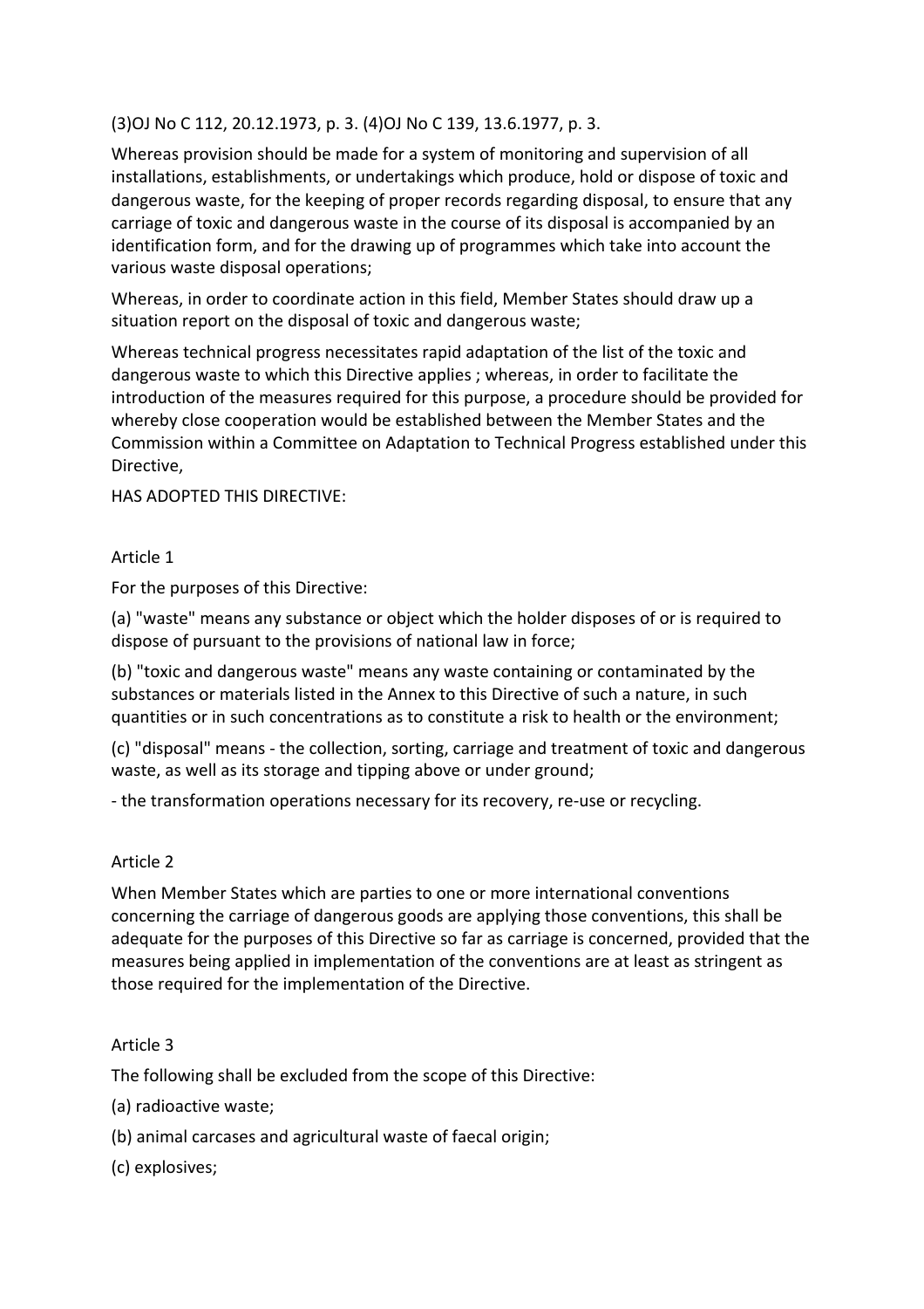(3)OJ No C 112, 20.12.1973, p. 3. (4)OJ No C 139, 13.6.1977, p. 3.

Whereas provision should be made for a system of monitoring and supervision of all installations, establishments, or undertakings which produce, hold or dispose of toxic and dangerous waste, for the keeping of proper records regarding disposal, to ensure that any carriage of toxic and dangerous waste in the course of its disposal is accompanied by an identification form, and for the drawing up of programmes which take into account the various waste disposal operations;

Whereas, in order to coordinate action in this field, Member States should draw up a situation report on the disposal of toxic and dangerous waste;

Whereas technical progress necessitates rapid adaptation of the list of the toxic and dangerous waste to which this Directive applies ; whereas, in order to facilitate the introduction of the measures required for this purpose, a procedure should be provided for whereby close cooperation would be established between the Member States and the Commission within a Committee on Adaptation to Technical Progress established under this Directive,

HAS ADOPTED THIS DIRECTIVE:

Article 1

For the purposes of this Directive:

(a) "waste" means any substance or object which the holder disposes of or is required to dispose of pursuant to the provisions of national law in force;

(b) "toxic and dangerous waste" means any waste containing or contaminated by the substances or materials listed in the Annex to this Directive of such a nature, in such quantities or in such concentrations as to constitute a risk to health or the environment;

(c) "disposal" means - the collection, sorting, carriage and treatment of toxic and dangerous waste, as well as its storage and tipping above or under ground;

- the transformation operations necessary for its recovery, re-use or recycling.

Article 2

When Member States which are parties to one or more international conventions concerning the carriage of dangerous goods are applying those conventions, this shall be adequate for the purposes of this Directive so far as carriage is concerned, provided that the measures being applied in implementation of the conventions are at least as stringent as those required for the implementation of the Directive.

Article 3

The following shall be excluded from the scope of this Directive:

(a) radioactive waste;

(b) animal carcases and agricultural waste of faecal origin;

(c) explosives;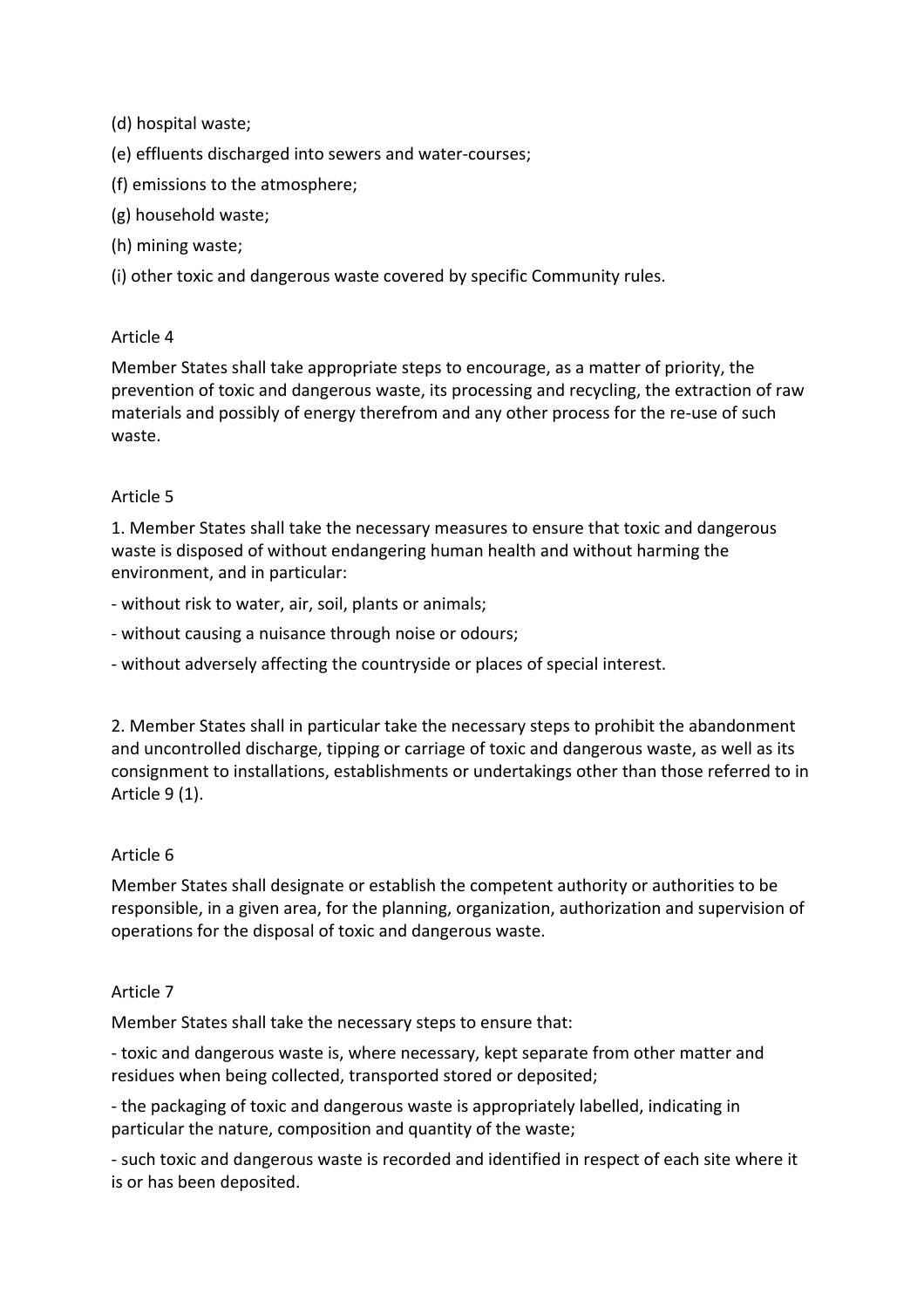(d) hospital waste;

(e) effluents discharged into sewers and water-courses;

(f) emissions to the atmosphere;

(g) household waste;

(h) mining waste;

(i) other toxic and dangerous waste covered by specific Community rules.

Article 4

Member States shall take appropriate steps to encourage, as a matter of priority, the prevention of toxic and dangerous waste, its processing and recycling, the extraction of raw materials and possibly of energy therefrom and any other process for the re-use of such waste.

Article 5

1. Member States shall take the necessary measures to ensure that toxic and dangerous waste is disposed of without endangering human health and without harming the environment, and in particular:

- without risk to water, air, soil, plants or animals;
- without causing a nuisance through noise or odours;
- without adversely affecting the countryside or places of special interest.

2. Member States shall in particular take the necessary steps to prohibit the abandonment and uncontrolled discharge, tipping or carriage of toxic and dangerous waste, as well as its consignment to installations, establishments or undertakings other than those referred to in Article 9 (1).

Article 6

Member States shall designate or establish the competent authority or authorities to be responsible, in a given area, for the planning, organization, authorization and supervision of operations for the disposal of toxic and dangerous waste.

Article 7

Member States shall take the necessary steps to ensure that:

- toxic and dangerous waste is, where necessary, kept separate from other matter and residues when being collected, transported stored or deposited;
- the packaging of toxic and dangerous waste is appropriately labelled, indicating in particular the nature, composition and quantity of the waste;
- such toxic and dangerous waste is recorded and identified in respect of each site where it is or has been deposited.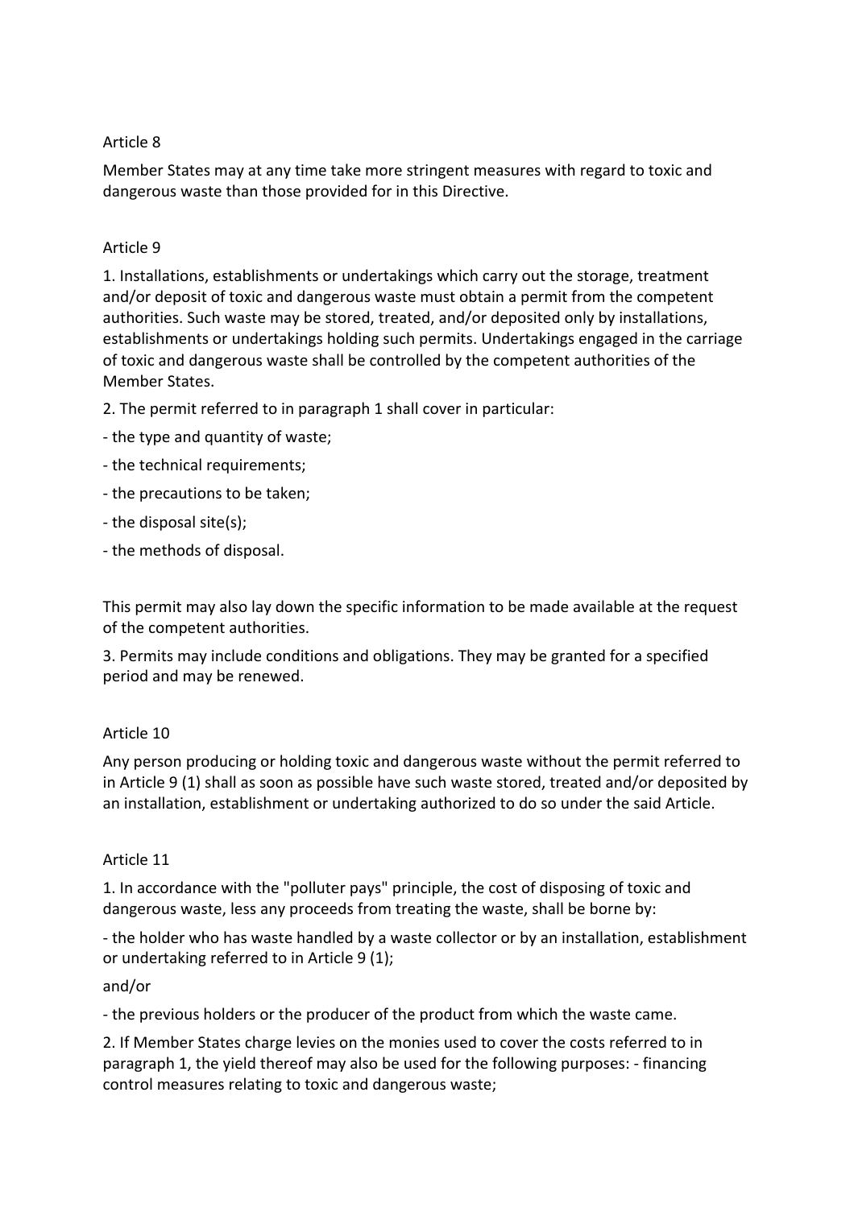Article 8

Member States may at any time take more stringent measures with regard to toxic and dangerous waste than those provided for in this Directive.

Article 9

1. Installations, establishments or undertakings which carry out the storage, treatment and/or deposit of toxic and dangerous waste must obtain a permit from the competent authorities. Such waste may be stored, treated, and/or deposited only by installations, establishments or undertakings holding such permits. Undertakings engaged in the carriage of toxic and dangerous waste shall be controlled by the competent authorities of the Member States.

2. The permit referred to in paragraph 1 shall cover in particular:

- the type and quantity of waste;
- the technical requirements;
- the precautions to be taken;
- the disposal site(s);
- the methods of disposal.

This permit may also lay down the specific information to be made available at the request of the competent authorities.

3. Permits may include conditions and obligations. They may be granted for a specified period and may be renewed.

Article 10

Any person producing or holding toxic and dangerous waste without the permit referred to in Article 9 (1) shall as soon as possible have such waste stored, treated and/or deposited by an installation, establishment or undertaking authorized to do so under the said Article.

Article 11

1. In accordance with the "polluter pays" principle, the cost of disposing of toxic and dangerous waste, less any proceeds from treating the waste, shall be borne by:

- the holder who has waste handled by a waste collector or by an installation, establishment or undertaking referred to in Article 9 (1);

and/or

- the previous holders or the producer of the product from which the waste came.

2. If Member States charge levies on the monies used to cover the costs referred to in paragraph 1, the yield thereof may also be used for the following purposes: - financing control measures relating to toxic and dangerous waste;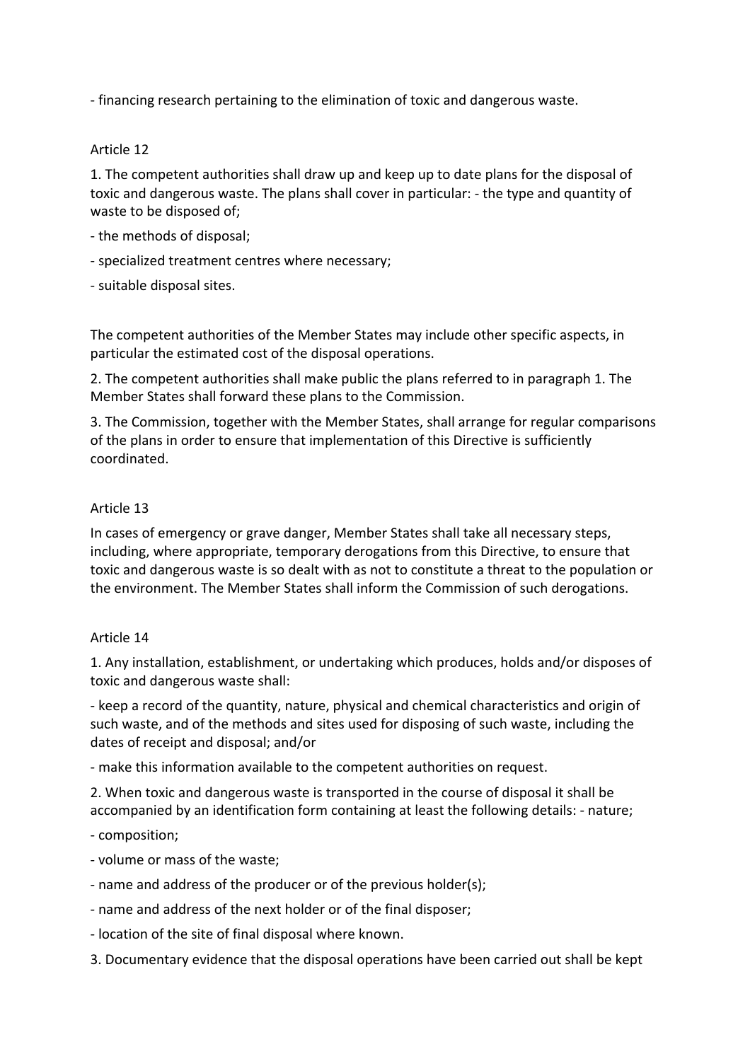- financing research pertaining to the elimination of toxic and dangerous waste.

Article 12

1. The competent authorities shall draw up and keep up to date plans for the disposal of toxic and dangerous waste. The plans shall cover in particular: - the type and quantity of waste to be disposed of;

- the methods of disposal;

- specialized treatment centres where necessary;

- suitable disposal sites.

The competent authorities of the Member States may include other specific aspects, in particular the estimated cost of the disposal operations.

2. The competent authorities shall make public the plans referred to in paragraph 1. The Member States shall forward these plans to the Commission.

3. The Commission, together with the Member States, shall arrange for regular comparisons of the plans in order to ensure that implementation of this Directive is sufficiently coordinated.

Article 13

In cases of emergency or grave danger, Member States shall take all necessary steps, including, where appropriate, temporary derogations from this Directive, to ensure that toxic and dangerous waste is so dealt with as not to constitute a threat to the population or the environment. The Member States shall inform the Commission of such derogations.

Article 14

1. Any installation, establishment, or undertaking which produces, holds and/or disposes of toxic and dangerous waste shall:

- keep a record of the quantity, nature, physical and chemical characteristics and origin of such waste, and of the methods and sites used for disposing of such waste, including the dates of receipt and disposal; and/or

- make this information available to the competent authorities on request.

2. When toxic and dangerous waste is transported in the course of disposal it shall be accompanied by an identification form containing at least the following details: - nature;

- composition;

- volume or mass of the waste;

- name and address of the producer or of the previous holder(s);

- name and address of the next holder or of the final disposer;

- location of the site of final disposal where known.

3. Documentary evidence that the disposal operations have been carried out shall be kept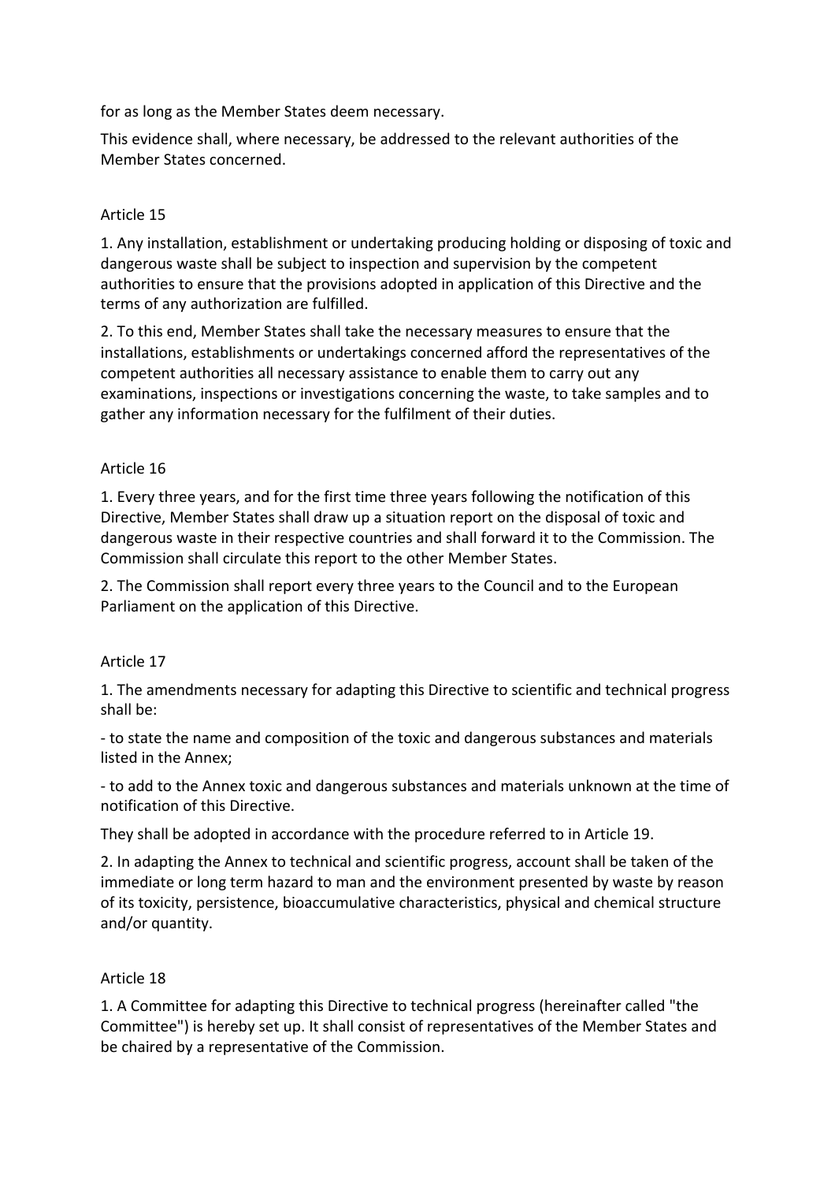for as long as the Member States deem necessary.

This evidence shall, where necessary, be addressed to the relevant authorities of the Member States concerned.

Article 15

1. Any installation, establishment or undertaking producing holding or disposing of toxic and dangerous waste shall be subject to inspection and supervision by the competent authorities to ensure that the provisions adopted in application of this Directive and the terms of any authorization are fulfilled.

2. To this end, Member States shall take the necessary measures to ensure that the installations, establishments or undertakings concerned afford the representatives of the competent authorities all necessary assistance to enable them to carry out any examinations, inspections or investigations concerning the waste, to take samples and to gather any information necessary for the fulfilment of their duties.

Article 16

1. Every three years, and for the first time three years following the notification of this Directive, Member States shall draw up a situation report on the disposal of toxic and dangerous waste in their respective countries and shall forward it to the Commission. The Commission shall circulate this report to the other Member States.

2. The Commission shall report every three years to the Council and to the European Parliament on the application of this Directive.

Article 17

1. The amendments necessary for adapting this Directive to scientific and technical progress shall be:

- to state the name and composition of the toxic and dangerous substances and materials listed in the Annex;

- to add to the Annex toxic and dangerous substances and materials unknown at the time of notification of this Directive.

They shall be adopted in accordance with the procedure referred to in Article 19.

2. In adapting the Annex to technical and scientific progress, account shall be taken of the immediate or long term hazard to man and the environment presented by waste by reason of its toxicity, persistence, bioaccumulative characteristics, physical and chemical structure and/or quantity.

Article 18

1. A Committee for adapting this Directive to technical progress (hereinafter called "the Committee") is hereby set up. It shall consist of representatives of the Member States and be chaired by a representative of the Commission.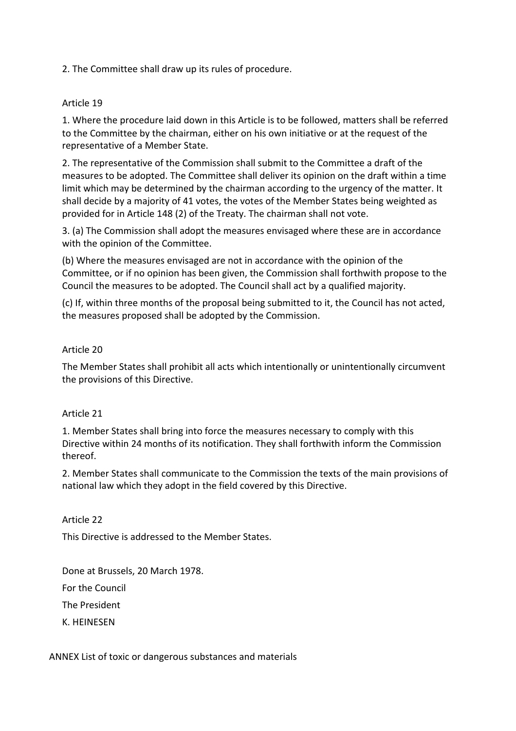2. The Committee shall draw up its rules of procedure.

Article 19

1. Where the procedure laid down in this Article is to be followed, matters shall be referred to the Committee by the chairman, either on his own initiative or at the request of the representative of a Member State.

2. The representative of the Commission shall submit to the Committee a draft of the measures to be adopted. The Committee shall deliver its opinion on the draft within a time limit which may be determined by the chairman according to the urgency of the matter. It shall decide by a majority of 41 votes, the votes of the Member States being weighted as provided for in Article 148 (2) of the Treaty. The chairman shall not vote.

3. (a) The Commission shall adopt the measures envisaged where these are in accordance with the opinion of the Committee.

(b) Where the measures envisaged are not in accordance with the opinion of the Committee, or if no opinion has been given, the Commission shall forthwith propose to the Council the measures to be adopted. The Council shall act by a qualified majority.

(c) If, within three months of the proposal being submitted to it, the Council has not acted, the measures proposed shall be adopted by the Commission.

Article 20

The Member States shall prohibit all acts which intentionally or unintentionally circumvent the provisions of this Directive.

Article 21

1. Member States shall bring into force the measures necessary to comply with this Directive within 24 months of its notification. They shall forthwith inform the Commission thereof.

2. Member States shall communicate to the Commission the texts of the main provisions of national law which they adopt in the field covered by this Directive.

Article 22

This Directive is addressed to the Member States.

Done at Brussels, 20 March 1978.

For the Council

The President

K. HEINESEN

ANNEX List of toxic or dangerous substances and materials